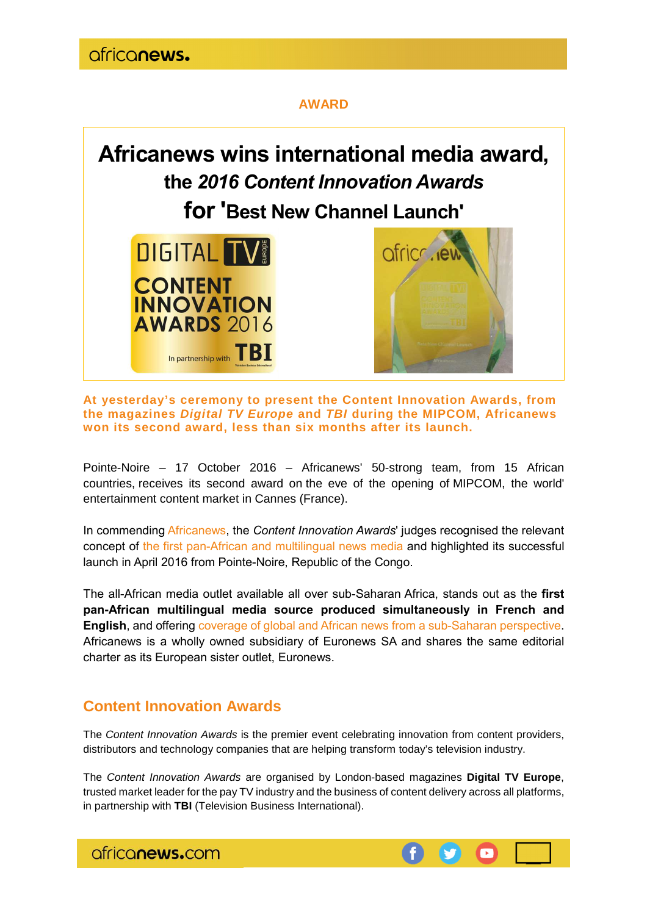AWARD

# Africanews wins international media award, the *2016 Content Innovation Awards* for 'Best New Channel Launch'

**At yesterday's ceremony to present the Content Innovation Awards, from the magazines *Digital TV Europe* and *TBI* during the MIPCOM, Africanews won its second award, less than six months after its launch.**

Pointe-Noire – 17 October 2016 – Africanews' 50-strong team, from 15 African countries, receives its second award on the eve of the opening of MIPCOM, the world' entertainment content market in Cannes (France).

In commending Africanews, the *Content Innovation Awards*' judges recognised the relevant concept of the first pan-African and multilingual news media and highlighted its successful launch in April 2016 from Pointe-Noire, Republic of the Congo.

The all-African media outlet available all over sub-Saharan Africa, stands out as the **first pan-African multilingual media source produced simultaneously in French and English**, and offering coverage of global and African news from a sub-Saharan perspective. Africanews is a wholly owned subsidiary of Euronews SA and shares the same editorial charter as its European sister outlet, Euronews.

## Content Innovation Awards

The *Content Innovation Awards* is the premier event celebrating innovation from content providers, distributors and technology companies that are helping transform today's television industry.

The *Content Innovation Awards* are organised by London-based magazines **Digital TV Europe**, trusted market leader for the pay TV industry and the business of content delivery across all platforms, in partnership with **TBI** (Television Business International).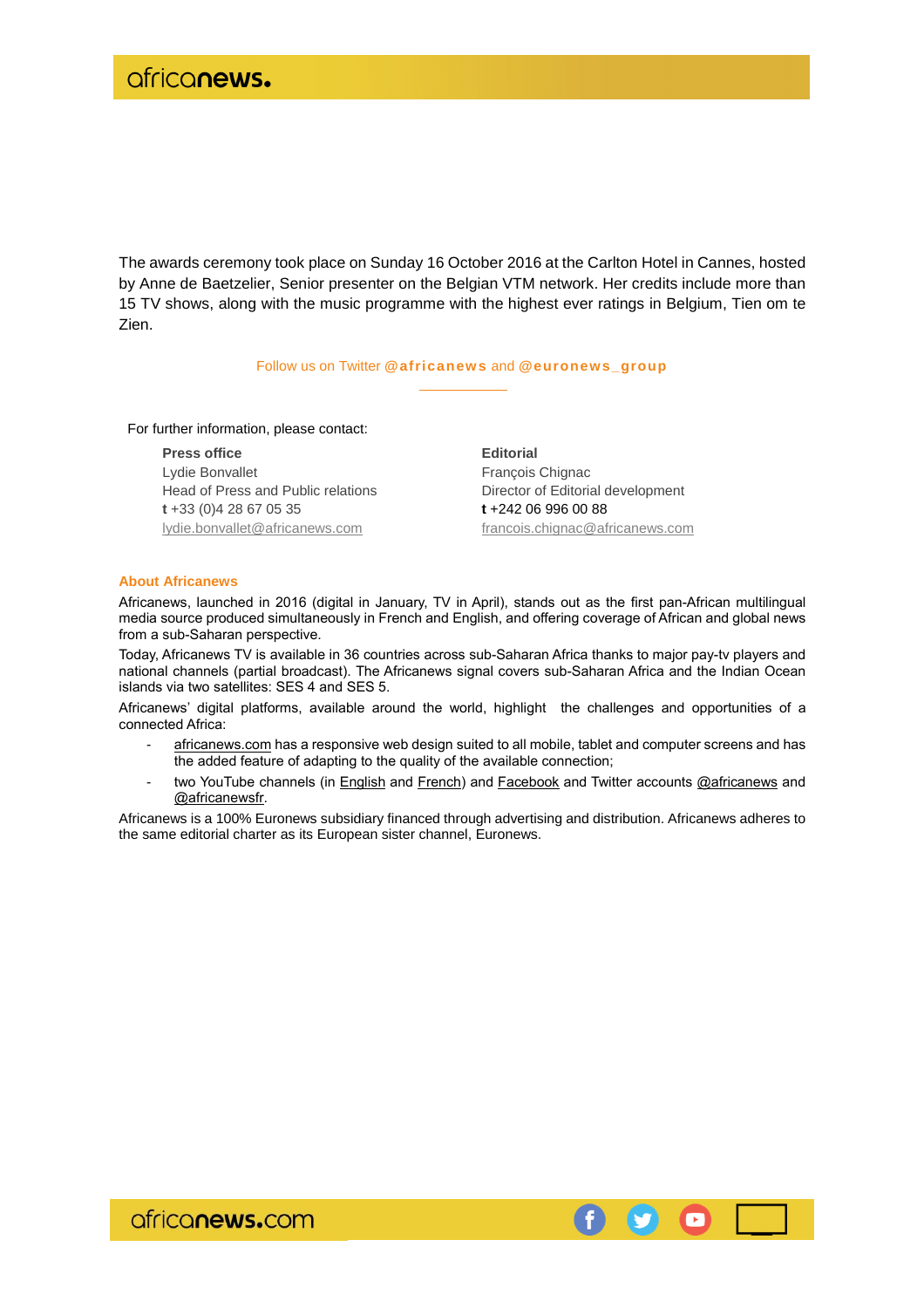The awards ceremony took place on Sunday 16 October 2016 at the Carlton Hotel in Cannes, hosted by Anne de Baetzelier, Senior presenter on the Belgian VTM network. Her credits include more than 15 TV shows, along with the music programme with the highest ever ratings in Belgium, Tien om te Zien.

Follow us on Twitter **@africanews** and **@euronews_group**

---

For further information, please contact:

**Press office**
Lydie Bonvallet
Head of Press and Public relations
**t** +33 (0)4 28 67 05 35
lydie.bonvallet@africanews.com

**Editorial**
François Chignac
Director of Editorial development
**t** +242 06 996 00 88
francois.chignac@africanews.com

### About Africanews

Africanews, launched in 2016 (digital in January, TV in April), stands out as the first pan-African multilingual media source produced simultaneously in French and English, and offering coverage of African and global news from a sub-Saharan perspective.

Today, Africanews TV is available in 36 countries across sub-Saharan Africa thanks to major pay-tv players and national channels (partial broadcast). The Africanews signal covers sub-Saharan Africa and the Indian Ocean islands via two satellites: SES 4 and SES 5.

Africanews' digital platforms, available around the world, highlight the challenges and opportunities of a connected Africa:

- africanews.com has a responsive web design suited to all mobile, tablet and computer screens and has the added feature of adapting to the quality of the available connection;
- two YouTube channels (in English and French) and Facebook and Twitter accounts @africanews and @africanewsfr.

Africanews is a 100% Euronews subsidiary financed through advertising and distribution. Africanews adheres to the same editorial charter as its European sister channel, Euronews.